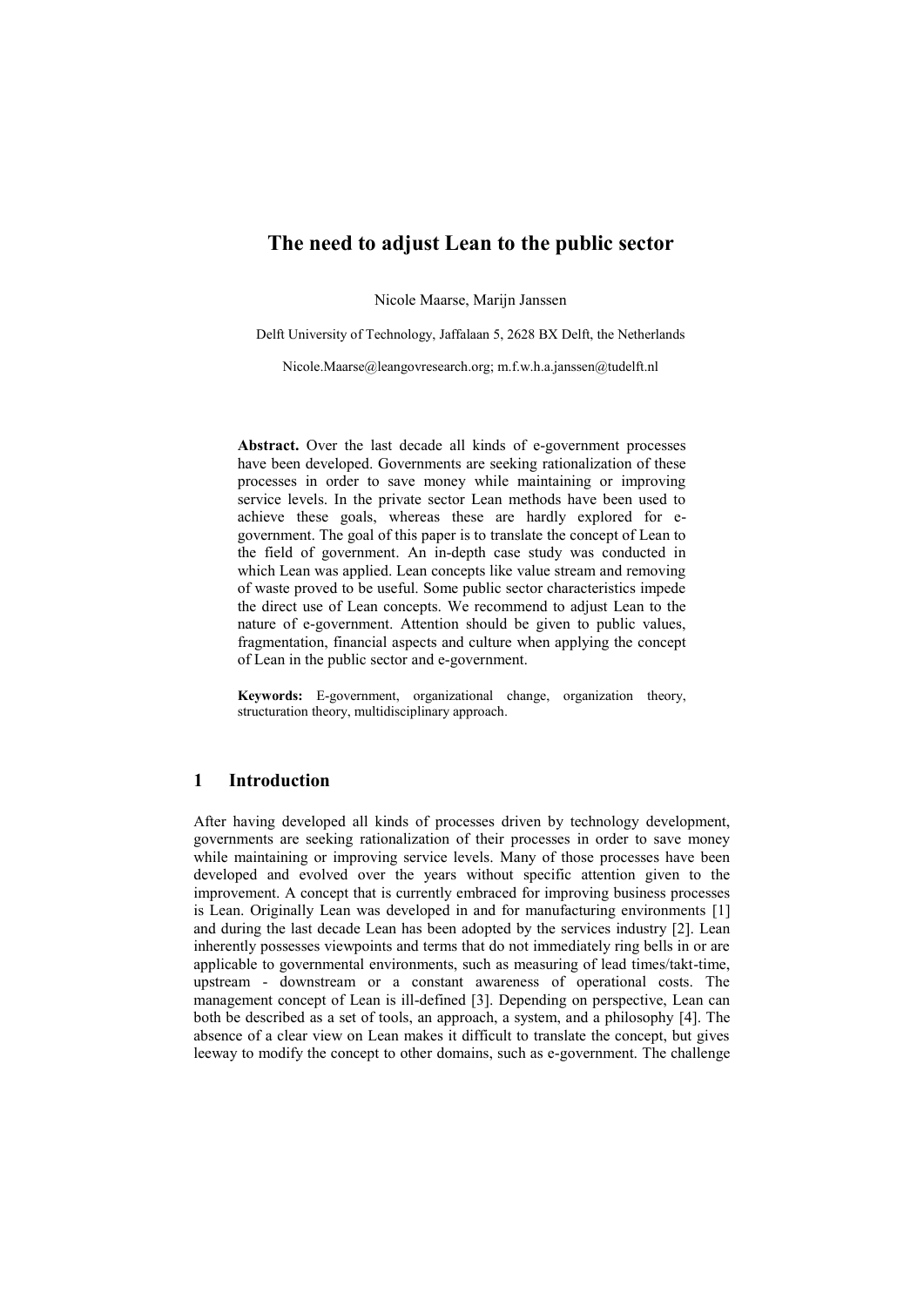# The need to adjust Lean to the public sector

Nicole Maarse, Marijn Janssen

Delft University of Technology, Jaffalaan 5, 2628 BX Delft, the Netherlands

Nicole.Maarse@leangovresearch.org; m.f.w.h.a.janssen@tudelft.nl

**Abstract.** Over the last decade all kinds of e-government processes have been developed. Governments are seeking rationalization of these processes in order to save money while maintaining or improving service levels. In the private sector Lean methods have been used to achieve these goals, whereas these are hardly explored for e-government. The goal of this paper is to translate the concept of Lean to the field of government. An in-depth case study was conducted in which Lean was applied. Lean concepts like value stream and removing of waste proved to be useful. Some public sector characteristics impede the direct use of Lean concepts. We recommend to adjust Lean to the nature of e-government. Attention should be given to public values, fragmentation, financial aspects and culture when applying the concept of Lean in the public sector and e-government.

**Keywords:** E-government, organizational change, organization theory, structuration theory, multidisciplinary approach.

## 1 Introduction

After having developed all kinds of processes driven by technology development, governments are seeking rationalization of their processes in order to save money while maintaining or improving service levels. Many of those processes have been developed and evolved over the years without specific attention given to the improvement. A concept that is currently embraced for improving business processes is Lean. Originally Lean was developed in and for manufacturing environments [1] and during the last decade Lean has been adopted by the services industry [2]. Lean inherently possesses viewpoints and terms that do not immediately ring bells in or are applicable to governmental environments, such as measuring of lead times/takt-time, upstream - downstream or a constant awareness of operational costs. The management concept of Lean is ill-defined [3]. Depending on perspective, Lean can both be described as a set of tools, an approach, a system, and a philosophy [4]. The absence of a clear view on Lean makes it difficult to translate the concept, but gives leeway to modify the concept to other domains, such as e-government. The challenge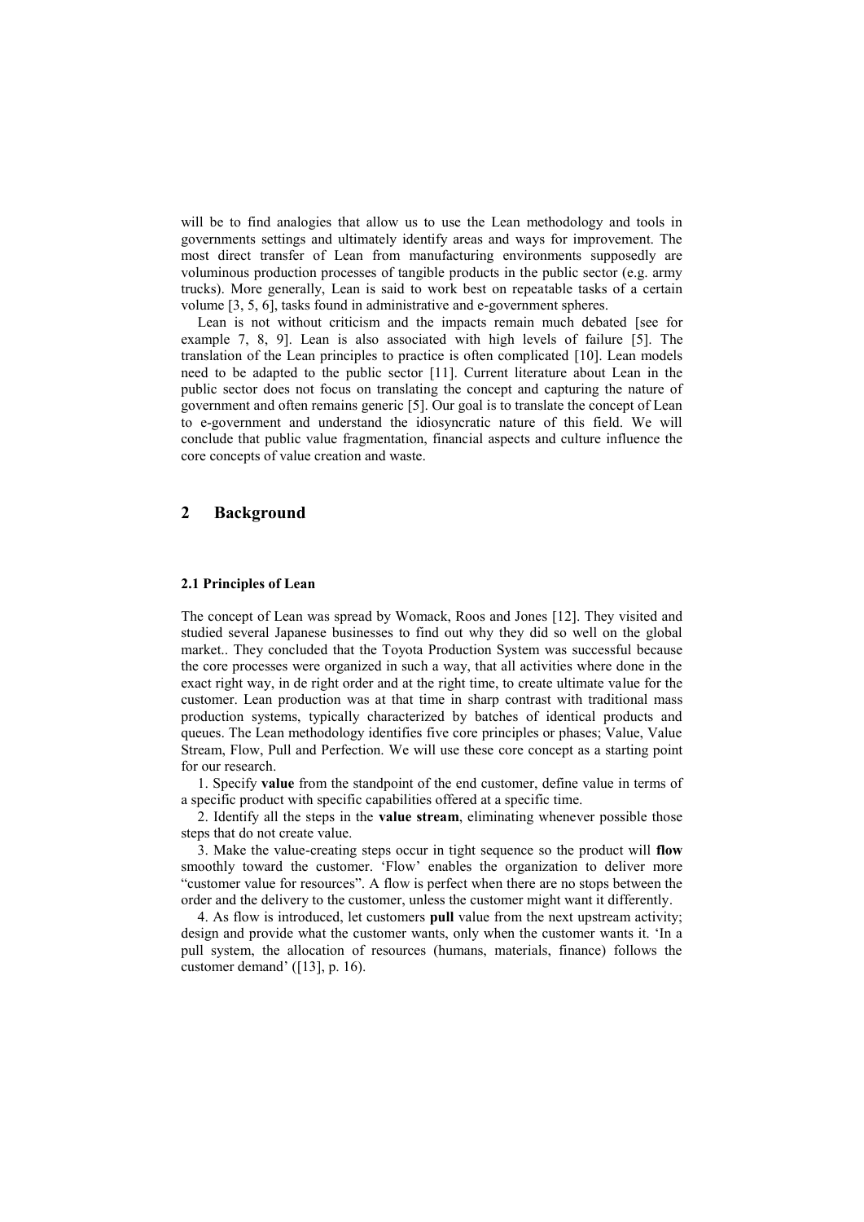will be to find analogies that allow us to use the Lean methodology and tools in governments settings and ultimately identify areas and ways for improvement. The most direct transfer of Lean from manufacturing environments supposedly are voluminous production processes of tangible products in the public sector (e.g. army trucks). More generally, Lean is said to work best on repeatable tasks of a certain volume [3, 5, 6], tasks found in administrative and e-government spheres.

Lean is not without criticism and the impacts remain much debated [see for example 7, 8, 9]. Lean is also associated with high levels of failure [5]. The translation of the Lean principles to practice is often complicated [10]. Lean models need to be adapted to the public sector [11]. Current literature about Lean in the public sector does not focus on translating the concept and capturing the nature of government and often remains generic [5]. Our goal is to translate the concept of Lean to e-government and understand the idiosyncratic nature of this field. We will conclude that public value fragmentation, financial aspects and culture influence the core concepts of value creation and waste.

## 2 Background

### 2.1 Principles of Lean

The concept of Lean was spread by Womack, Roos and Jones [12]. They visited and studied several Japanese businesses to find out why they did so well on the global market.. They concluded that the Toyota Production System was successful because the core processes were organized in such a way, that all activities where done in the exact right way, in de right order and at the right time, to create ultimate value for the customer. Lean production was at that time in sharp contrast with traditional mass production systems, typically characterized by batches of identical products and queues. The Lean methodology identifies five core principles or phases; Value, Value Stream, Flow, Pull and Perfection. We will use these core concept as a starting point for our research.

1. Specify **value** from the standpoint of the end customer, define value in terms of a specific product with specific capabilities offered at a specific time.

2. Identify all the steps in the **value stream**, eliminating whenever possible those steps that do not create value.

3. Make the value-creating steps occur in tight sequence so the product will **flow** smoothly toward the customer. 'Flow' enables the organization to deliver more "customer value for resources". A flow is perfect when there are no stops between the order and the delivery to the customer, unless the customer might want it differently.

4. As flow is introduced, let customers **pull** value from the next upstream activity; design and provide what the customer wants, only when the customer wants it. 'In a pull system, the allocation of resources (humans, materials, finance) follows the customer demand' ([13], p. 16).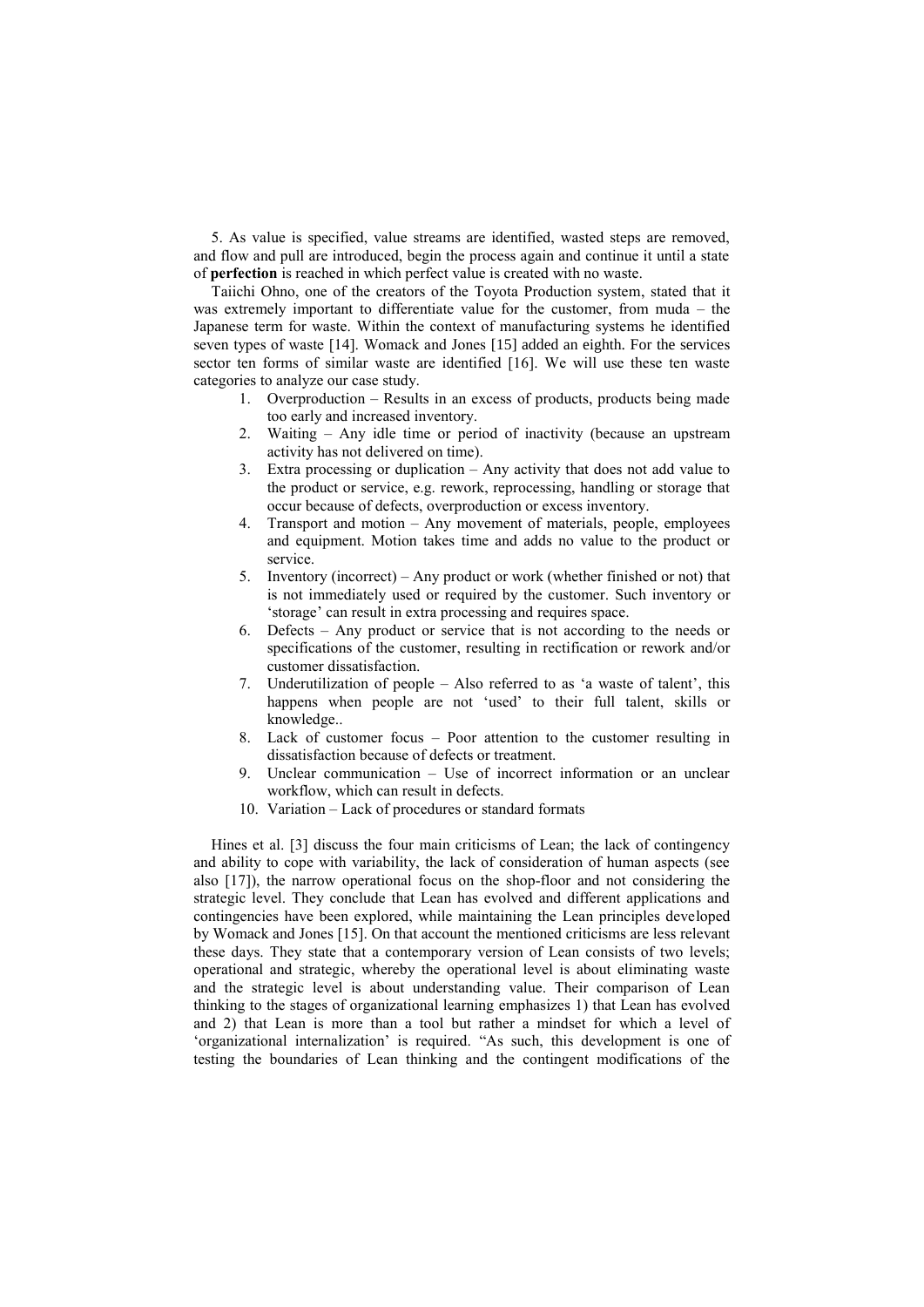5. As value is specified, value streams are identified, wasted steps are removed, and flow and pull are introduced, begin the process again and continue it until a state of **perfection** is reached in which perfect value is created with no waste.

Taiichi Ohno, one of the creators of the Toyota Production system, stated that it was extremely important to differentiate value for the customer, from muda – the Japanese term for waste. Within the context of manufacturing systems he identified seven types of waste [14]. Womack and Jones [15] added an eighth. For the services sector ten forms of similar waste are identified [16]. We will use these ten waste categories to analyze our case study.

1. Overproduction – Results in an excess of products, products being made too early and increased inventory.
2. Waiting – Any idle time or period of inactivity (because an upstream activity has not delivered on time).
3. Extra processing or duplication – Any activity that does not add value to the product or service, e.g. rework, reprocessing, handling or storage that occur because of defects, overproduction or excess inventory.
4. Transport and motion – Any movement of materials, people, employees and equipment. Motion takes time and adds no value to the product or service.
5. Inventory (incorrect) – Any product or work (whether finished or not) that is not immediately used or required by the customer. Such inventory or 'storage' can result in extra processing and requires space.
6. Defects – Any product or service that is not according to the needs or specifications of the customer, resulting in rectification or rework and/or customer dissatisfaction.
7. Underutilization of people – Also referred to as 'a waste of talent', this happens when people are not 'used' to their full talent, skills or knowledge..
8. Lack of customer focus – Poor attention to the customer resulting in dissatisfaction because of defects or treatment.
9. Unclear communication – Use of incorrect information or an unclear workflow, which can result in defects.
10. Variation – Lack of procedures or standard formats

Hines et al. [3] discuss the four main criticisms of Lean; the lack of contingency and ability to cope with variability, the lack of consideration of human aspects (see also [17]), the narrow operational focus on the shop-floor and not considering the strategic level. They conclude that Lean has evolved and different applications and contingencies have been explored, while maintaining the Lean principles developed by Womack and Jones [15]. On that account the mentioned criticisms are less relevant these days. They state that a contemporary version of Lean consists of two levels; operational and strategic, whereby the operational level is about eliminating waste and the strategic level is about understanding value. Their comparison of Lean thinking to the stages of organizational learning emphasizes 1) that Lean has evolved and 2) that Lean is more than a tool but rather a mindset for which a level of 'organizational internalization' is required. "As such, this development is one of testing the boundaries of Lean thinking and the contingent modifications of the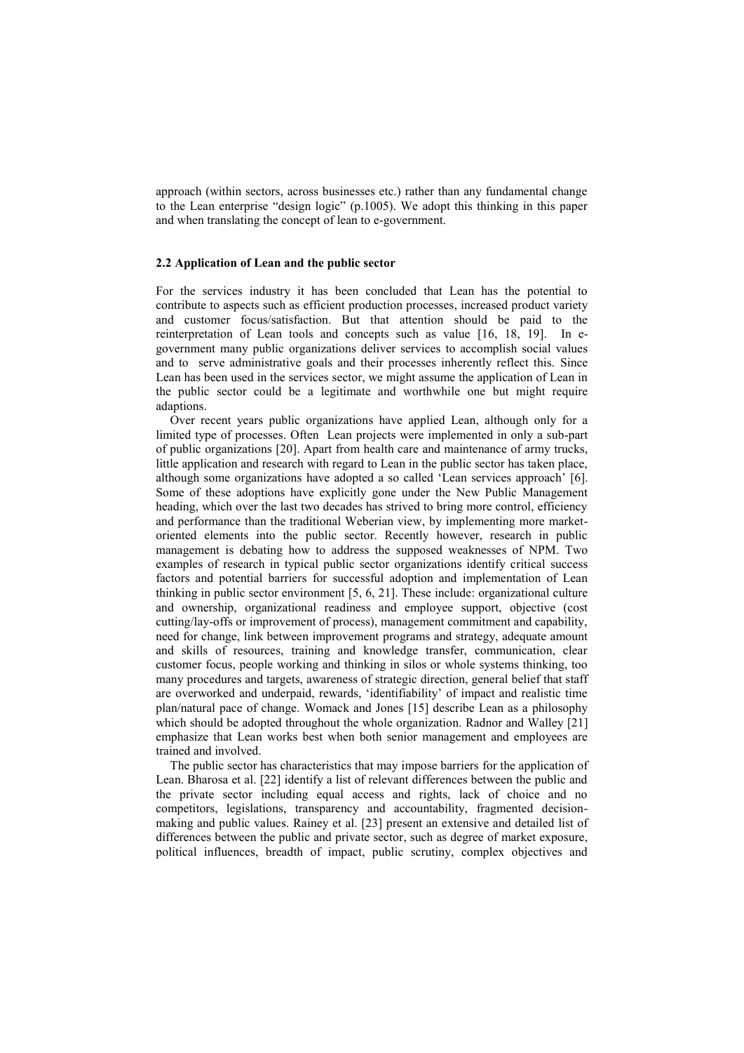approach (within sectors, across businesses etc.) rather than any fundamental change to the Lean enterprise "design logic" (p.1005). We adopt this thinking in this paper and when translating the concept of lean to e-government.

### 2.2 Application of Lean and the public sector

For the services industry it has been concluded that Lean has the potential to contribute to aspects such as efficient production processes, increased product variety and customer focus/satisfaction. But that attention should be paid to the reinterpretation of Lean tools and concepts such as value [16, 18, 19]. In e-government many public organizations deliver services to accomplish social values and to serve administrative goals and their processes inherently reflect this. Since Lean has been used in the services sector, we might assume the application of Lean in the public sector could be a legitimate and worthwhile one but might require adaptions.

Over recent years public organizations have applied Lean, although only for a limited type of processes. Often Lean projects were implemented in only a sub-part of public organizations [20]. Apart from health care and maintenance of army trucks, little application and research with regard to Lean in the public sector has taken place, although some organizations have adopted a so called 'Lean services approach' [6]. Some of these adoptions have explicitly gone under the New Public Management heading, which over the last two decades has strived to bring more control, efficiency and performance than the traditional Weberian view, by implementing more market-oriented elements into the public sector. Recently however, research in public management is debating how to address the supposed weaknesses of NPM. Two examples of research in typical public sector organizations identify critical success factors and potential barriers for successful adoption and implementation of Lean thinking in public sector environment [5, 6, 21]. These include: organizational culture and ownership, organizational readiness and employee support, objective (cost cutting/lay-offs or improvement of process), management commitment and capability, need for change, link between improvement programs and strategy, adequate amount and skills of resources, training and knowledge transfer, communication, clear customer focus, people working and thinking in silos or whole systems thinking, too many procedures and targets, awareness of strategic direction, general belief that staff are overworked and underpaid, rewards, 'identifiability' of impact and realistic time plan/natural pace of change. Womack and Jones [15] describe Lean as a philosophy which should be adopted throughout the whole organization. Radnor and Walley [21] emphasize that Lean works best when both senior management and employees are trained and involved.

The public sector has characteristics that may impose barriers for the application of Lean. Bharosa et al. [22] identify a list of relevant differences between the public and the private sector including equal access and rights, lack of choice and no competitors, legislations, transparency and accountability, fragmented decision-making and public values. Rainey et al. [23] present an extensive and detailed list of differences between the public and private sector, such as degree of market exposure, political influences, breadth of impact, public scrutiny, complex objectives and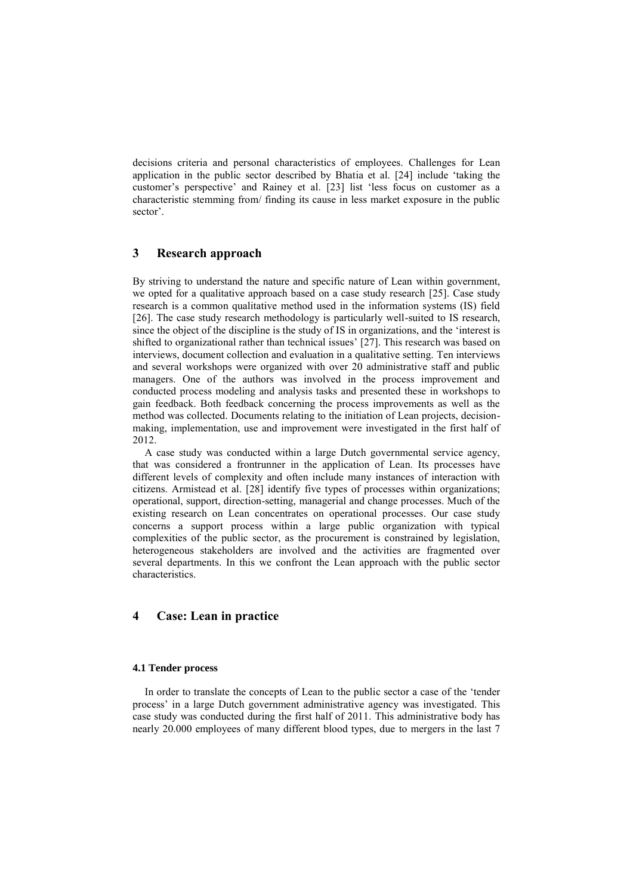decisions criteria and personal characteristics of employees. Challenges for Lean application in the public sector described by Bhatia et al. [24] include 'taking the customer's perspective' and Rainey et al. [23] list 'less focus on customer as a characteristic stemming from/ finding its cause in less market exposure in the public sector'.

## 3 Research approach

By striving to understand the nature and specific nature of Lean within government, we opted for a qualitative approach based on a case study research [25]. Case study research is a common qualitative method used in the information systems (IS) field [26]. The case study research methodology is particularly well-suited to IS research, since the object of the discipline is the study of IS in organizations, and the 'interest is shifted to organizational rather than technical issues' [27]. This research was based on interviews, document collection and evaluation in a qualitative setting. Ten interviews and several workshops were organized with over 20 administrative staff and public managers. One of the authors was involved in the process improvement and conducted process modeling and analysis tasks and presented these in workshops to gain feedback. Both feedback concerning the process improvements as well as the method was collected. Documents relating to the initiation of Lean projects, decision-making, implementation, use and improvement were investigated in the first half of 2012.

A case study was conducted within a large Dutch governmental service agency, that was considered a frontrunner in the application of Lean. Its processes have different levels of complexity and often include many instances of interaction with citizens. Armistead et al. [28] identify five types of processes within organizations; operational, support, direction-setting, managerial and change processes. Much of the existing research on Lean concentrates on operational processes. Our case study concerns a support process within a large public organization with typical complexities of the public sector, as the procurement is constrained by legislation, heterogeneous stakeholders are involved and the activities are fragmented over several departments. In this we confront the Lean approach with the public sector characteristics.

## 4 Case: Lean in practice

### 4.1 Tender process

In order to translate the concepts of Lean to the public sector a case of the 'tender process' in a large Dutch government administrative agency was investigated. This case study was conducted during the first half of 2011. This administrative body has nearly 20.000 employees of many different blood types, due to mergers in the last 7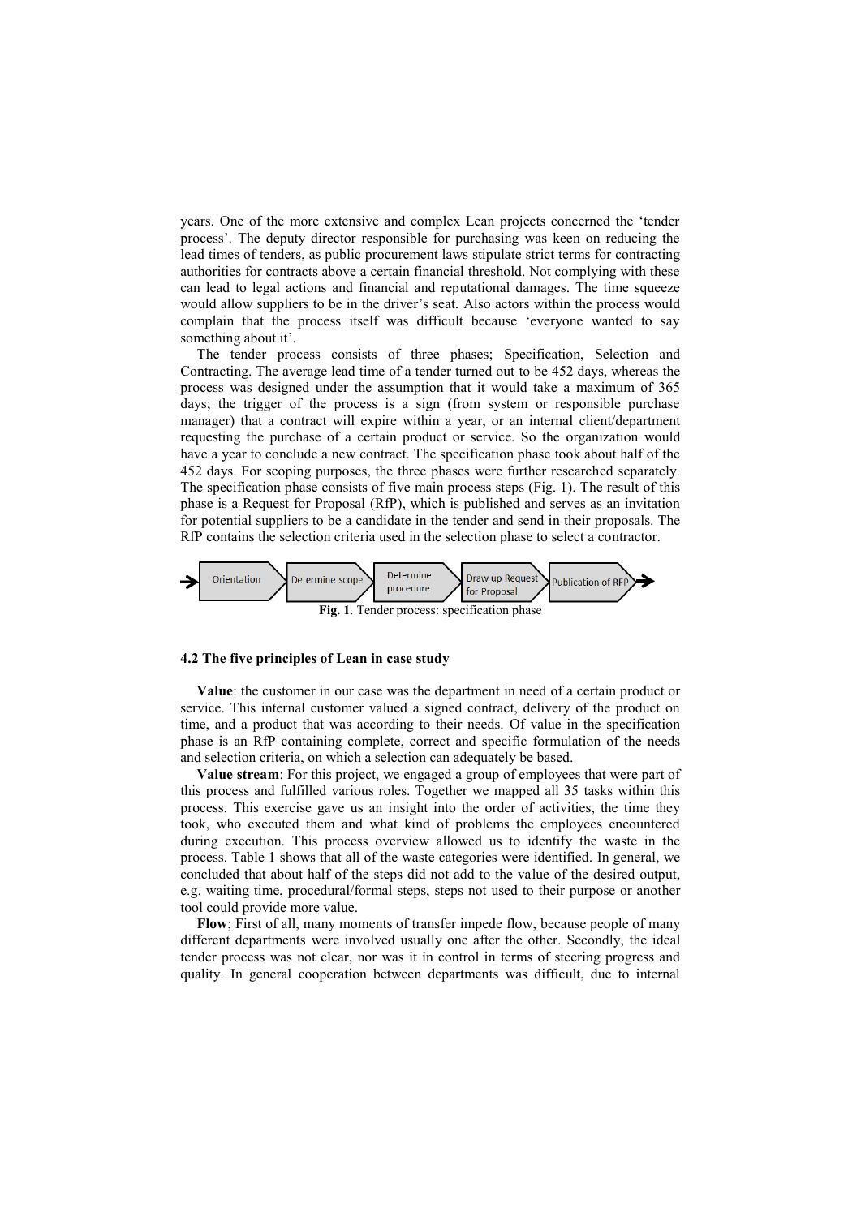years. One of the more extensive and complex Lean projects concerned the 'tender process'. The deputy director responsible for purchasing was keen on reducing the lead times of tenders, as public procurement laws stipulate strict terms for contracting authorities for contracts above a certain financial threshold. Not complying with these can lead to legal actions and financial and reputational damages. The time squeeze would allow suppliers to be in the driver's seat. Also actors within the process would complain that the process itself was difficult because 'everyone wanted to say something about it'.

The tender process consists of three phases; Specification, Selection and Contracting. The average lead time of a tender turned out to be 452 days, whereas the process was designed under the assumption that it would take a maximum of 365 days; the trigger of the process is a sign (from system or responsible purchase manager) that a contract will expire within a year, or an internal client/department requesting the purchase of a certain product or service. So the organization would have a year to conclude a new contract. The specification phase took about half of the 452 days. For scoping purposes, the three phases were further researched separately. The specification phase consists of five main process steps (Fig. 1). The result of this phase is a Request for Proposal (RfP), which is published and serves as an invitation for potential suppliers to be a candidate in the tender and send in their proposals. The RfP contains the selection criteria used in the selection phase to select a contractor.

Orientation → Determine scope → Determine procedure → Draw up Request for Proposal → Publication of RFP

**Fig. 1**. Tender process: specification phase

### 4.2 The five principles of Lean in case study

**Value**: the customer in our case was the department in need of a certain product or service. This internal customer valued a signed contract, delivery of the product on time, and a product that was according to their needs. Of value in the specification phase is an RfP containing complete, correct and specific formulation of the needs and selection criteria, on which a selection can adequately be based.

**Value stream**: For this project, we engaged a group of employees that were part of this process and fulfilled various roles. Together we mapped all 35 tasks within this process. This exercise gave us an insight into the order of activities, the time they took, who executed them and what kind of problems the employees encountered during execution. This process overview allowed us to identify the waste in the process. Table 1 shows that all of the waste categories were identified. In general, we concluded that about half of the steps did not add to the value of the desired output, e.g. waiting time, procedural/formal steps, steps not used to their purpose or another tool could provide more value.

**Flow**; First of all, many moments of transfer impede flow, because people of many different departments were involved usually one after the other. Secondly, the ideal tender process was not clear, nor was it in control in terms of steering progress and quality. In general cooperation between departments was difficult, due to internal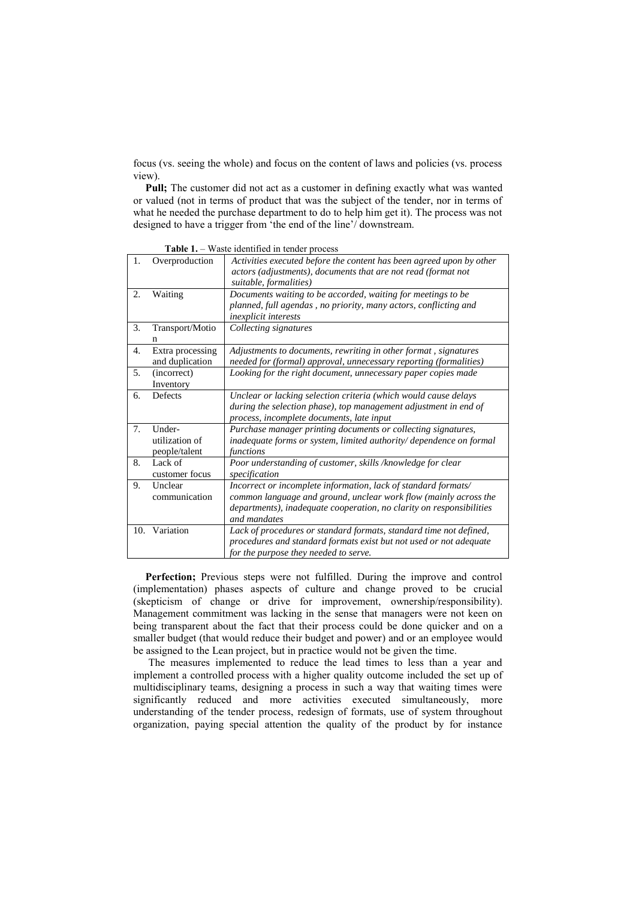focus (vs. seeing the whole) and focus on the content of laws and policies (vs. process view).

**Pull;** The customer did not act as a customer in defining exactly what was wanted or valued (not in terms of product that was the subject of the tender, nor in terms of what he needed the purchase department to do to help him get it). The process was not designed to have a trigger from 'the end of the line'/ downstream.

**Table 1.** – Waste identified in tender process

| | |
|---|---|
| 1. Overproduction | *Activities executed before the content has been agreed upon by other actors (adjustments), documents that are not read (format not suitable, formalities)* |
| 2. Waiting | *Documents waiting to be accorded, waiting for meetings to be planned, full agendas , no priority, many actors, conflicting and inexplicit interests* |
| 3. Transport/Motion | *Collecting signatures* |
| 4. Extra processing and duplication | *Adjustments to documents, rewriting in other format , signatures needed for (formal) approval, unnecessary reporting (formalities)* |
| 5. (incorrect) Inventory | *Looking for the right document, unnecessary paper copies made* |
| 6. Defects | *Unclear or lacking selection criteria (which would cause delays during the selection phase), top management adjustment in end of process, incomplete documents, late input* |
| 7. Under-utilization of people/talent | *Purchase manager printing documents or collecting signatures, inadequate forms or system, limited authority/ dependence on formal functions* |
| 8. Lack of customer focus | *Poor understanding of customer, skills /knowledge for clear specification* |
| 9. Unclear communication | *Incorrect or incomplete information, lack of standard formats/ common language and ground, unclear work flow (mainly across the departments), inadequate cooperation, no clarity on responsibilities and mandates* |
| 10. Variation | *Lack of procedures or standard formats, standard time not defined, procedures and standard formats exist but not used or not adequate for the purpose they needed to serve.* |

**Perfection;** Previous steps were not fulfilled. During the improve and control (implementation) phases aspects of culture and change proved to be crucial (skepticism of change or drive for improvement, ownership/responsibility). Management commitment was lacking in the sense that managers were not keen on being transparent about the fact that their process could be done quicker and on a smaller budget (that would reduce their budget and power) and or an employee would be assigned to the Lean project, but in practice would not be given the time.

The measures implemented to reduce the lead times to less than a year and implement a controlled process with a higher quality outcome included the set up of multidisciplinary teams, designing a process in such a way that waiting times were significantly reduced and more activities executed simultaneously, more understanding of the tender process, redesign of formats, use of system throughout organization, paying special attention the quality of the product by for instance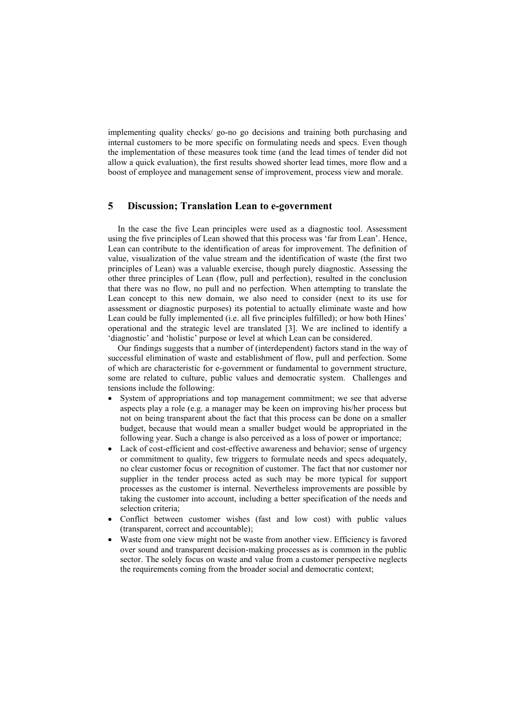implementing quality checks/ go-no go decisions and training both purchasing and internal customers to be more specific on formulating needs and specs. Even though the implementation of these measures took time (and the lead times of tender did not allow a quick evaluation), the first results showed shorter lead times, more flow and a boost of employee and management sense of improvement, process view and morale.

## 5 Discussion; Translation Lean to e-government

In the case the five Lean principles were used as a diagnostic tool. Assessment using the five principles of Lean showed that this process was 'far from Lean'. Hence, Lean can contribute to the identification of areas for improvement. The definition of value, visualization of the value stream and the identification of waste (the first two principles of Lean) was a valuable exercise, though purely diagnostic. Assessing the other three principles of Lean (flow, pull and perfection), resulted in the conclusion that there was no flow, no pull and no perfection. When attempting to translate the Lean concept to this new domain, we also need to consider (next to its use for assessment or diagnostic purposes) its potential to actually eliminate waste and how Lean could be fully implemented (i.e. all five principles fulfilled); or how both Hines' operational and the strategic level are translated [3]. We are inclined to identify a 'diagnostic' and 'holistic' purpose or level at which Lean can be considered.

Our findings suggests that a number of (interdependent) factors stand in the way of successful elimination of waste and establishment of flow, pull and perfection. Some of which are characteristic for e-government or fundamental to government structure, some are related to culture, public values and democratic system. Challenges and tensions include the following:

- System of appropriations and top management commitment; we see that adverse aspects play a role (e.g. a manager may be keen on improving his/her process but not on being transparent about the fact that this process can be done on a smaller budget, because that would mean a smaller budget would be appropriated in the following year. Such a change is also perceived as a loss of power or importance;
- Lack of cost-efficient and cost-effective awareness and behavior; sense of urgency or commitment to quality, few triggers to formulate needs and specs adequately, no clear customer focus or recognition of customer. The fact that nor customer nor supplier in the tender process acted as such may be more typical for support processes as the customer is internal. Nevertheless improvements are possible by taking the customer into account, including a better specification of the needs and selection criteria;
- Conflict between customer wishes (fast and low cost) with public values (transparent, correct and accountable);
- Waste from one view might not be waste from another view. Efficiency is favored over sound and transparent decision-making processes as is common in the public sector. The solely focus on waste and value from a customer perspective neglects the requirements coming from the broader social and democratic context;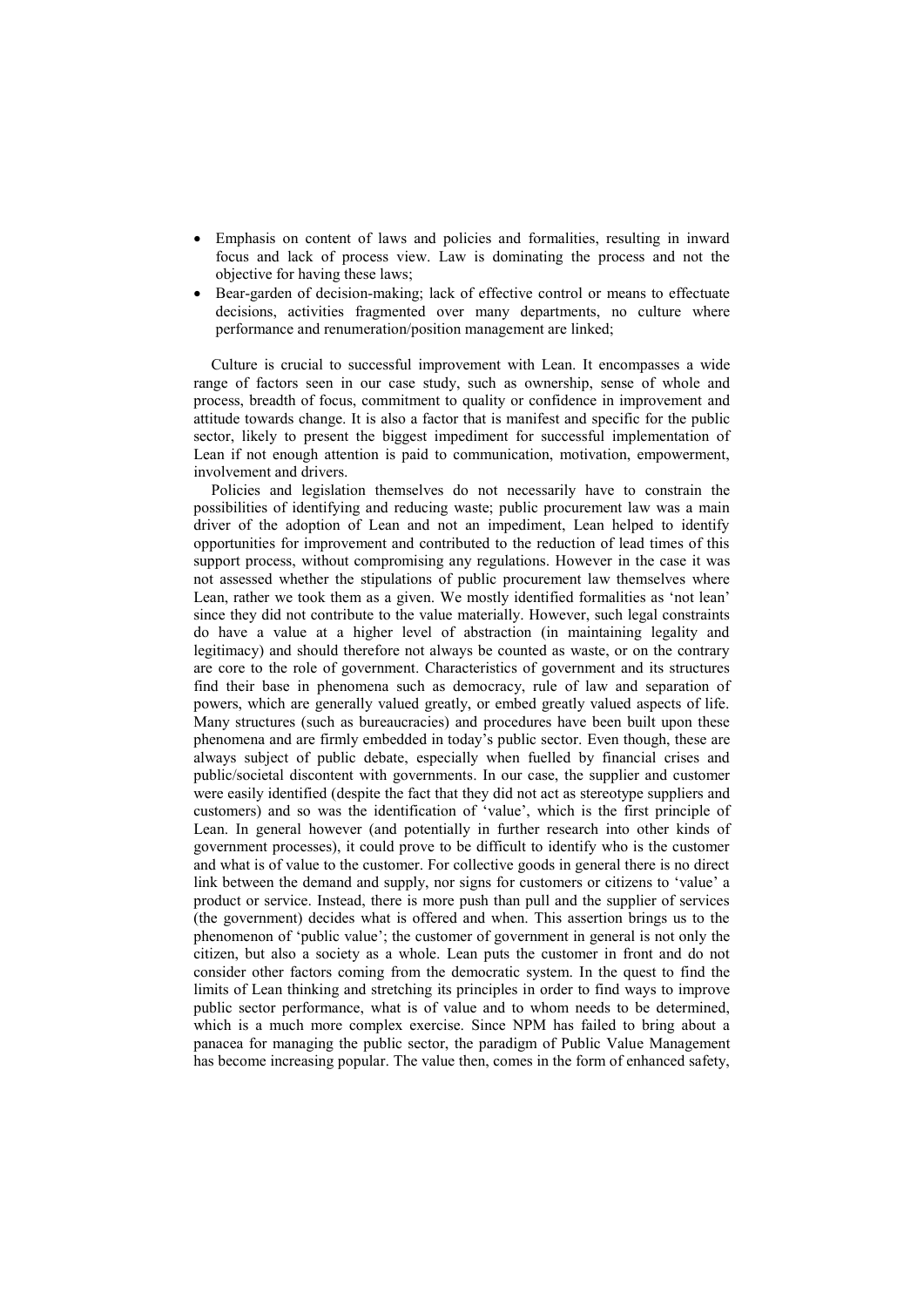- Emphasis on content of laws and policies and formalities, resulting in inward focus and lack of process view. Law is dominating the process and not the objective for having these laws;
- Bear-garden of decision-making; lack of effective control or means to effectuate decisions, activities fragmented over many departments, no culture where performance and renumeration/position management are linked;

Culture is crucial to successful improvement with Lean. It encompasses a wide range of factors seen in our case study, such as ownership, sense of whole and process, breadth of focus, commitment to quality or confidence in improvement and attitude towards change. It is also a factor that is manifest and specific for the public sector, likely to present the biggest impediment for successful implementation of Lean if not enough attention is paid to communication, motivation, empowerment, involvement and drivers.

Policies and legislation themselves do not necessarily have to constrain the possibilities of identifying and reducing waste; public procurement law was a main driver of the adoption of Lean and not an impediment, Lean helped to identify opportunities for improvement and contributed to the reduction of lead times of this support process, without compromising any regulations. However in the case it was not assessed whether the stipulations of public procurement law themselves where Lean, rather we took them as a given. We mostly identified formalities as 'not lean' since they did not contribute to the value materially. However, such legal constraints do have a value at a higher level of abstraction (in maintaining legality and legitimacy) and should therefore not always be counted as waste, or on the contrary are core to the role of government. Characteristics of government and its structures find their base in phenomena such as democracy, rule of law and separation of powers, which are generally valued greatly, or embed greatly valued aspects of life. Many structures (such as bureaucracies) and procedures have been built upon these phenomena and are firmly embedded in today's public sector. Even though, these are always subject of public debate, especially when fuelled by financial crises and public/societal discontent with governments. In our case, the supplier and customer were easily identified (despite the fact that they did not act as stereotype suppliers and customers) and so was the identification of 'value', which is the first principle of Lean. In general however (and potentially in further research into other kinds of government processes), it could prove to be difficult to identify who is the customer and what is of value to the customer. For collective goods in general there is no direct link between the demand and supply, nor signs for customers or citizens to 'value' a product or service. Instead, there is more push than pull and the supplier of services (the government) decides what is offered and when. This assertion brings us to the phenomenon of 'public value'; the customer of government in general is not only the citizen, but also a society as a whole. Lean puts the customer in front and do not consider other factors coming from the democratic system. In the quest to find the limits of Lean thinking and stretching its principles in order to find ways to improve public sector performance, what is of value and to whom needs to be determined, which is a much more complex exercise. Since NPM has failed to bring about a panacea for managing the public sector, the paradigm of Public Value Management has become increasing popular. The value then, comes in the form of enhanced safety,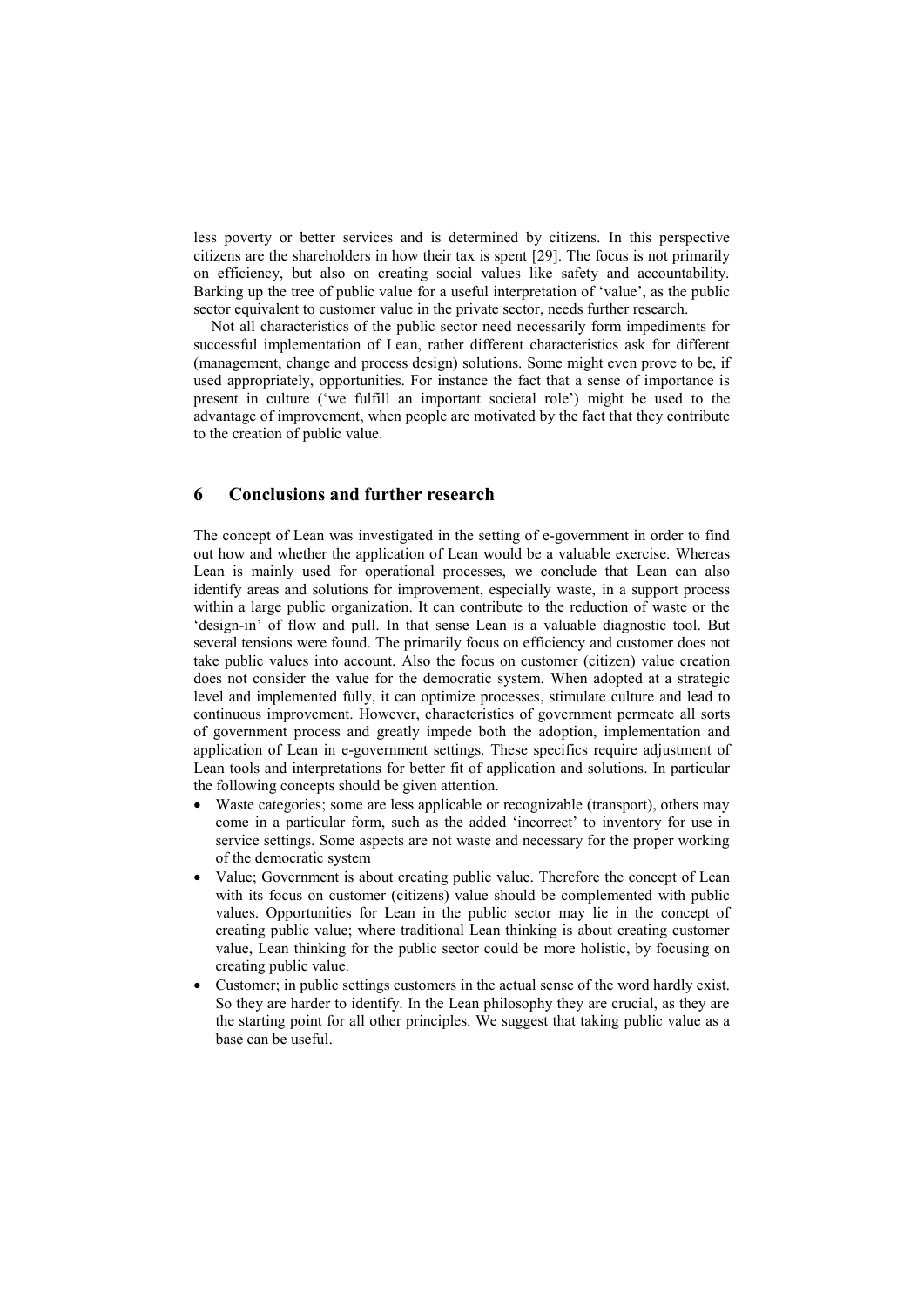less poverty or better services and is determined by citizens. In this perspective citizens are the shareholders in how their tax is spent [29]. The focus is not primarily on efficiency, but also on creating social values like safety and accountability. Barking up the tree of public value for a useful interpretation of 'value', as the public sector equivalent to customer value in the private sector, needs further research.

Not all characteristics of the public sector need necessarily form impediments for successful implementation of Lean, rather different characteristics ask for different (management, change and process design) solutions. Some might even prove to be, if used appropriately, opportunities. For instance the fact that a sense of importance is present in culture ('we fulfill an important societal role') might be used to the advantage of improvement, when people are motivated by the fact that they contribute to the creation of public value.

## 6 Conclusions and further research

The concept of Lean was investigated in the setting of e-government in order to find out how and whether the application of Lean would be a valuable exercise. Whereas Lean is mainly used for operational processes, we conclude that Lean can also identify areas and solutions for improvement, especially waste, in a support process within a large public organization. It can contribute to the reduction of waste or the 'design-in' of flow and pull. In that sense Lean is a valuable diagnostic tool. But several tensions were found. The primarily focus on efficiency and customer does not take public values into account. Also the focus on customer (citizen) value creation does not consider the value for the democratic system. When adopted at a strategic level and implemented fully, it can optimize processes, stimulate culture and lead to continuous improvement. However, characteristics of government permeate all sorts of government process and greatly impede both the adoption, implementation and application of Lean in e-government settings. These specifics require adjustment of Lean tools and interpretations for better fit of application and solutions. In particular the following concepts should be given attention.

- Waste categories; some are less applicable or recognizable (transport), others may come in a particular form, such as the added 'incorrect' to inventory for use in service settings. Some aspects are not waste and necessary for the proper working of the democratic system
- Value; Government is about creating public value. Therefore the concept of Lean with its focus on customer (citizens) value should be complemented with public values. Opportunities for Lean in the public sector may lie in the concept of creating public value; where traditional Lean thinking is about creating customer value, Lean thinking for the public sector could be more holistic, by focusing on creating public value.
- Customer; in public settings customers in the actual sense of the word hardly exist. So they are harder to identify. In the Lean philosophy they are crucial, as they are the starting point for all other principles. We suggest that taking public value as a base can be useful.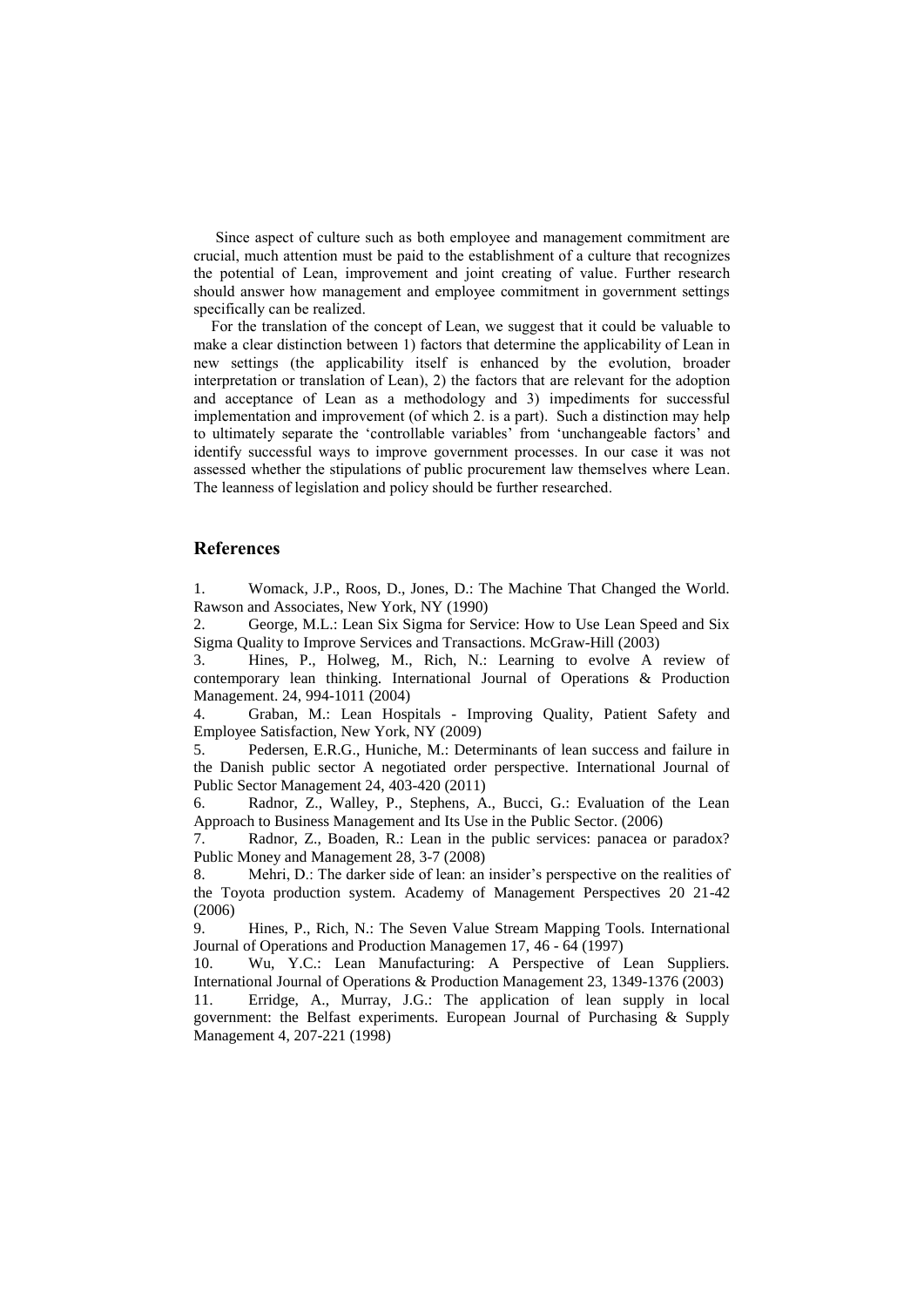Since aspect of culture such as both employee and management commitment are crucial, much attention must be paid to the establishment of a culture that recognizes the potential of Lean, improvement and joint creating of value. Further research should answer how management and employee commitment in government settings specifically can be realized.

For the translation of the concept of Lean, we suggest that it could be valuable to make a clear distinction between 1) factors that determine the applicability of Lean in new settings (the applicability itself is enhanced by the evolution, broader interpretation or translation of Lean), 2) the factors that are relevant for the adoption and acceptance of Lean as a methodology and 3) impediments for successful implementation and improvement (of which 2. is a part). Such a distinction may help to ultimately separate the 'controllable variables' from 'unchangeable factors' and identify successful ways to improve government processes. In our case it was not assessed whether the stipulations of public procurement law themselves where Lean. The leanness of legislation and policy should be further researched.

## References

1. Womack, J.P., Roos, D., Jones, D.: The Machine That Changed the World. Rawson and Associates, New York, NY (1990)
2. George, M.L.: Lean Six Sigma for Service: How to Use Lean Speed and Six Sigma Quality to Improve Services and Transactions. McGraw-Hill (2003)
3. Hines, P., Holweg, M., Rich, N.: Learning to evolve A review of contemporary lean thinking. International Journal of Operations & Production Management. 24, 994-1011 (2004)
4. Graban, M.: Lean Hospitals - Improving Quality, Patient Safety and Employee Satisfaction, New York, NY (2009)
5. Pedersen, E.R.G., Huniche, M.: Determinants of lean success and failure in the Danish public sector A negotiated order perspective. International Journal of Public Sector Management 24, 403-420 (2011)
6. Radnor, Z., Walley, P., Stephens, A., Bucci, G.: Evaluation of the Lean Approach to Business Management and Its Use in the Public Sector. (2006)
7. Radnor, Z., Boaden, R.: Lean in the public services: panacea or paradox? Public Money and Management 28, 3-7 (2008)
8. Mehri, D.: The darker side of lean: an insider's perspective on the realities of the Toyota production system. Academy of Management Perspectives 20 21-42 (2006)
9. Hines, P., Rich, N.: The Seven Value Stream Mapping Tools. International Journal of Operations and Production Managemen 17, 46 - 64 (1997)
10. Wu, Y.C.: Lean Manufacturing: A Perspective of Lean Suppliers. International Journal of Operations & Production Management 23, 1349-1376 (2003)
11. Erridge, A., Murray, J.G.: The application of lean supply in local government: the Belfast experiments. European Journal of Purchasing & Supply Management 4, 207-221 (1998)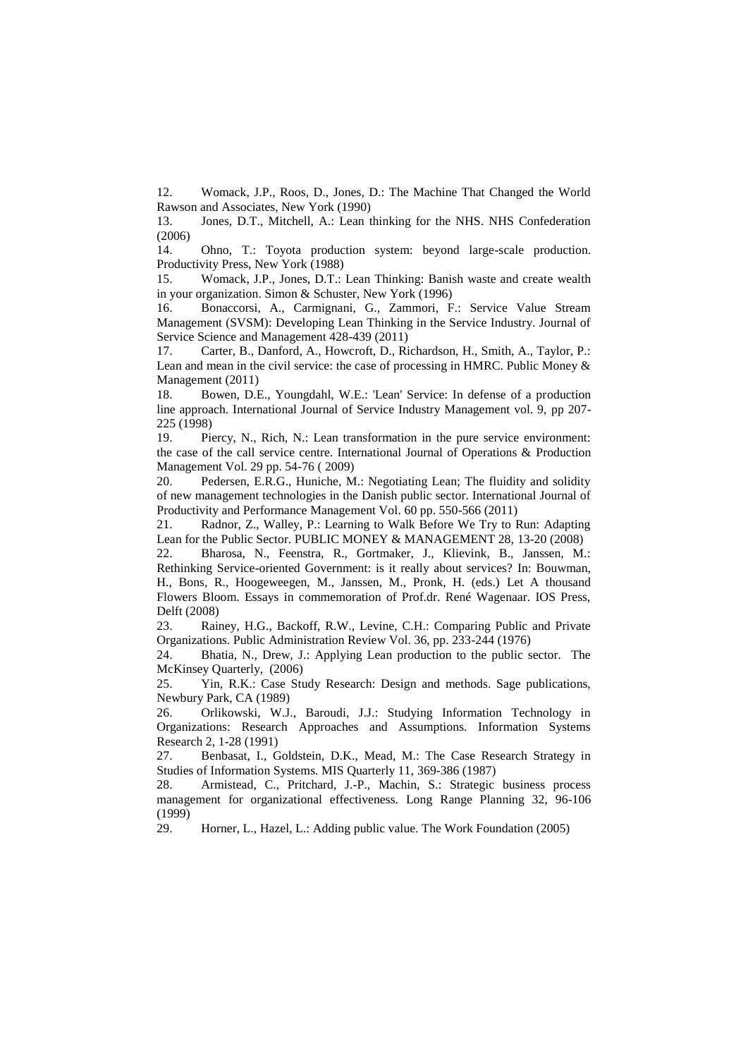12. Womack, J.P., Roos, D., Jones, D.: The Machine That Changed the World Rawson and Associates, New York (1990)
13. Jones, D.T., Mitchell, A.: Lean thinking for the NHS. NHS Confederation (2006)
14. Ohno, T.: Toyota production system: beyond large-scale production. Productivity Press, New York (1988)
15. Womack, J.P., Jones, D.T.: Lean Thinking: Banish waste and create wealth in your organization. Simon & Schuster, New York (1996)
16. Bonaccorsi, A., Carmignani, G., Zammori, F.: Service Value Stream Management (SVSM): Developing Lean Thinking in the Service Industry. Journal of Service Science and Management 428-439 (2011)
17. Carter, B., Danford, A., Howcroft, D., Richardson, H., Smith, A., Taylor, P.: Lean and mean in the civil service: the case of processing in HMRC. Public Money & Management (2011)
18. Bowen, D.E., Youngdahl, W.E.: 'Lean' Service: In defense of a production line approach. International Journal of Service Industry Management vol. 9, pp 207-225 (1998)
19. Piercy, N., Rich, N.: Lean transformation in the pure service environment: the case of the call service centre. International Journal of Operations & Production Management Vol. 29 pp. 54-76 ( 2009)
20. Pedersen, E.R.G., Huniche, M.: Negotiating Lean; The fluidity and solidity of new management technologies in the Danish public sector. International Journal of Productivity and Performance Management Vol. 60 pp. 550-566 (2011)
21. Radnor, Z., Walley, P.: Learning to Walk Before We Try to Run: Adapting Lean for the Public Sector. PUBLIC MONEY & MANAGEMENT 28, 13-20 (2008)
22. Bharosa, N., Feenstra, R., Gortmaker, J., Klievink, B., Janssen, M.: Rethinking Service-oriented Government: is it really about services? In: Bouwman, H., Bons, R., Hoogeweegen, M., Janssen, M., Pronk, H. (eds.) Let A thousand Flowers Bloom. Essays in commemoration of Prof.dr. René Wagenaar. IOS Press, Delft (2008)
23. Rainey, H.G., Backoff, R.W., Levine, C.H.: Comparing Public and Private Organizations. Public Administration Review Vol. 36, pp. 233-244 (1976)
24. Bhatia, N., Drew, J.: Applying Lean production to the public sector. The McKinsey Quarterly, (2006)
25. Yin, R.K.: Case Study Research: Design and methods. Sage publications, Newbury Park, CA (1989)
26. Orlikowski, W.J., Baroudi, J.J.: Studying Information Technology in Organizations: Research Approaches and Assumptions. Information Systems Research 2, 1-28 (1991)
27. Benbasat, I., Goldstein, D.K., Mead, M.: The Case Research Strategy in Studies of Information Systems. MIS Quarterly 11, 369-386 (1987)
28. Armistead, C., Pritchard, J.-P., Machin, S.: Strategic business process management for organizational effectiveness. Long Range Planning 32, 96-106 (1999)
29. Horner, L., Hazel, L.: Adding public value. The Work Foundation (2005)